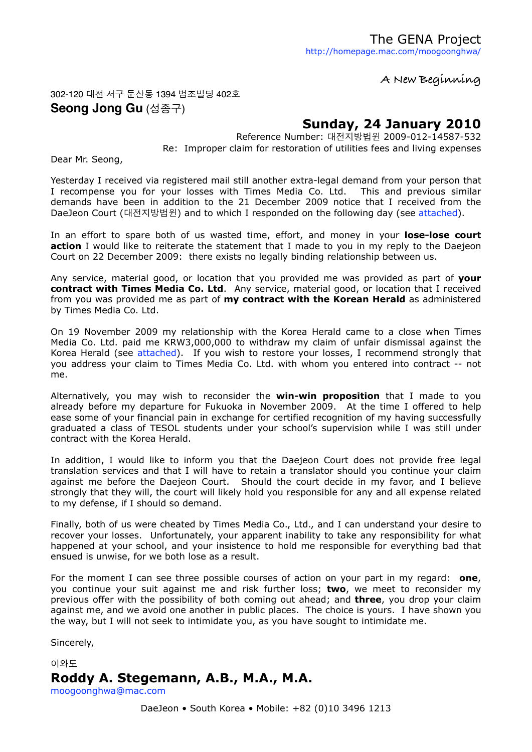The GENA Project
http://homepage.mac.com/moogoonghwa/

*A New Beginning*

302-120 대전 서구 둔산동 1394 법조빌딩 402호
**Seong Jong Gu** (성종구)

**Sunday, 24 January 2010**

Reference Number: 대전지방법원 2009-012-14587-532
Re: Improper claim for restoration of utilities fees and living expenses

Dear Mr. Seong,

Yesterday I received via registered mail still another extra-legal demand from your person that I recompense you for your losses with Times Media Co. Ltd. This and previous similar demands have been in addition to the 21 December 2009 notice that I received from the DaeJeon Court (대전지방법원) and to which I responded on the following day (see attached).

In an effort to spare both of us wasted time, effort, and money in your **lose-lose court action** I would like to reiterate the statement that I made to you in my reply to the Daejeon Court on 22 December 2009: there exists no legally binding relationship between us.

Any service, material good, or location that you provided me was provided as part of **your contract with Times Media Co. Ltd**. Any service, material good, or location that I received from you was provided me as part of **my contract with the Korean Herald** as administered by Times Media Co. Ltd.

On 19 November 2009 my relationship with the Korea Herald came to a close when Times Media Co. Ltd. paid me KRW3,000,000 to withdraw my claim of unfair dismissal against the Korea Herald (see attached). If you wish to restore your losses, I recommend strongly that you address your claim to Times Media Co. Ltd. with whom you entered into contract -- not me.

Alternatively, you may wish to reconsider the **win-win proposition** that I made to you already before my departure for Fukuoka in November 2009. At the time I offered to help ease some of your financial pain in exchange for certified recognition of my having successfully graduated a class of TESOL students under your school's supervision while I was still under contract with the Korea Herald.

In addition, I would like to inform you that the Daejeon Court does not provide free legal translation services and that I will have to retain a translator should you continue your claim against me before the Daejeon Court. Should the court decide in my favor, and I believe strongly that they will, the court will likely hold you responsible for any and all expense related to my defense, if I should so demand.

Finally, both of us were cheated by Times Media Co., Ltd., and I can understand your desire to recover your losses. Unfortunately, your apparent inability to take any responsibility for what happened at your school, and your insistence to hold me responsible for everything bad that ensued is unwise, for we both lose as a result.

For the moment I can see three possible courses of action on your part in my regard: **one**, you continue your suit against me and risk further loss; **two**, we meet to reconsider my previous offer with the possibility of both coming out ahead; and **three**, you drop your claim against me, and we avoid one another in public places. The choice is yours. I have shown you the way, but I will not seek to intimidate you, as you have sought to intimidate me.

Sincerely,

이와도
**Roddy A. Stegemann, A.B., M.A., M.A.**
moogoonghwa@mac.com

DaeJeon • South Korea • Mobile: +82 (0)10 3496 1213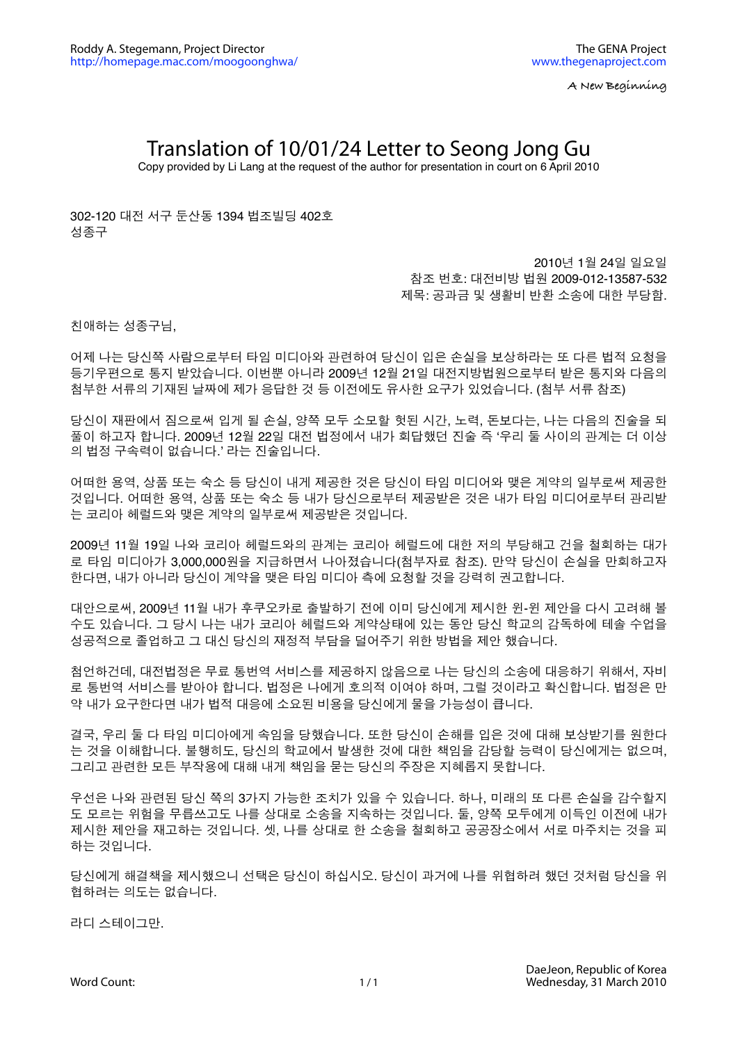Roddy A. Stegemann, Project Director
http://homepage.mac.com/moogoonghwa/

The GENA Project
www.thegenaproject.com

*A New Beginning*

# Translation of 10/01/24 Letter to Seong Jong Gu

Copy provided by Li Lang at the request of the author for presentation in court on 6 April 2010

302-120 대전 서구 둔산동 1394 법조빌딩 402호
성종구

2010년 1월 24일 일요일
참조 번호: 대전비방 법원 2009-012-13587-532
제목: 공과금 및 생활비 반환 소송에 대한 부당함.

친애하는 성종구님,

어제 나는 당신쪽 사람으로부터 타임 미디아와 관련하여 당신이 입은 손실을 보상하라는 또 다른 법적 요청을 등기우편으로 통지 받았습니다. 이번뿐 아니라 2009년 12월 21일 대전지방법원으로부터 받은 통지와 다음의 첨부한 서류의 기재된 날짜에 제가 응답한 것 등 이전에도 유사한 요구가 있었습니다. (첨부 서류 참조)

당신이 재판에서 짐으로써 입게 될 손실, 양쪽 모두 소모할 헛된 시간, 노력, 돈보다는, 나는 다음의 진술을 되풀이 하고자 합니다. 2009년 12월 22일 대전 법정에서 내가 회답했던 진술 즉 '우리 둘 사이의 관계는 더 이상의 법정 구속력이 없습니다.' 라는 진술입니다.

어떠한 용역, 상품 또는 숙소 등 당신이 내게 제공한 것은 당신이 타임 미디어와 맺은 계약의 일부로써 제공한 것입니다. 어떠한 용역, 상품 또는 숙소 등 내가 당신으로부터 제공받은 것은 내가 타임 미디어로부터 관리받는 코리아 헤럴드와 맺은 계약의 일부로써 제공받은 것입니다.

2009년 11월 19일 나와 코리아 헤럴드와의 관계는 코리아 헤럴드에 대한 저의 부당해고 건을 철회하는 대가로 타임 미디아가 3,000,000원을 지급하면서 나아졌습니다(첨부자료 참조). 만약 당신이 손실을 만회하고자 한다면, 내가 아니라 당신이 계약을 맺은 타임 미디아 측에 요청할 것을 강력히 권고합니다.

대안으로써, 2009년 11월 내가 후쿠오카로 출발하기 전에 이미 당신에게 제시한 윈-윈 제안을 다시 고려해 볼 수도 있습니다. 그 당시 나는 내가 코리아 헤럴드와 계약상태에 있는 동안 당신 학교의 감독하에 테솔 수업을 성공적으로 졸업하고 그 대신 당신의 재정적 부담을 덜어주기 위한 방법을 제안 했습니다.

첨언하건데, 대전법정은 무료 통번역 서비스를 제공하지 않음으로 나는 당신의 소송에 대응하기 위해서, 자비로 통번역 서비스를 받아야 합니다. 법정은 나에게 호의적 이여야 하며, 그럴 것이라고 확신합니다. 법정은 만약 내가 요구한다면 내가 법적 대응에 소요된 비용을 당신에게 물을 가능성이 큽니다.

결국, 우리 둘 다 타임 미디아에게 속임을 당했습니다. 또한 당신이 손해를 입은 것에 대해 보상받기를 원한다는 것을 이해합니다. 불행히도, 당신의 학교에서 발생한 것에 대한 책임을 감당할 능력이 당신에게는 없으며, 그리고 관련한 모든 부작용에 대해 내게 책임을 묻는 당신의 주장은 지혜롭지 못합니다.

우선은 나와 관련된 당신 쪽의 3가지 가능한 조치가 있을 수 있습니다. 하나, 미래의 또 다른 손실을 감수할지도 모르는 위험을 무릅쓰고도 나를 상대로 소송을 지속하는 것입니다. 둘, 양쪽 모두에게 이득인 이전에 내가 제시한 제안을 재고하는 것입니다. 셋, 나를 상대로 한 소송을 철회하고 공공장소에서 서로 마주치는 것을 피하는 것입니다.

당신에게 해결책을 제시했으니 선택은 당신이 하십시오. 당신이 과거에 나를 위협하려 했던 것처럼 당신을 위협하려는 의도는 없습니다.

라디 스테이그만.

Word Count:

DaeJeon, Republic of Korea
Wednesday, 31 March 2010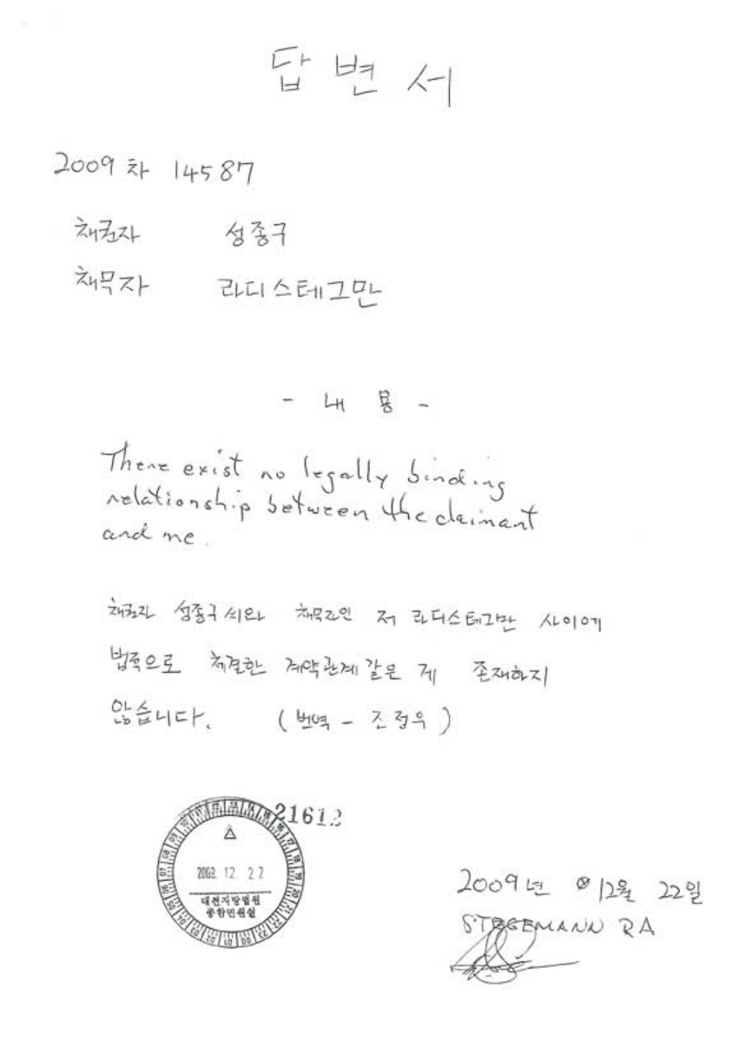# 답 변 서

2009 차 14587

채권자　　성중구

채무자　　라디스테그만

- 내 용 -

There exist no legally binding relationship between the claimant and me.

채권자 성중구 씨와 채무자인 저 라디스테그만 사이에 법적으로 체결한 계약관계 같은 게 존재하지 않습니다. (번역 - 조정우)

21613
2009. 12. 22
대전지방법원
종합민원실

2009년 12월 22일
STEGEMANN RA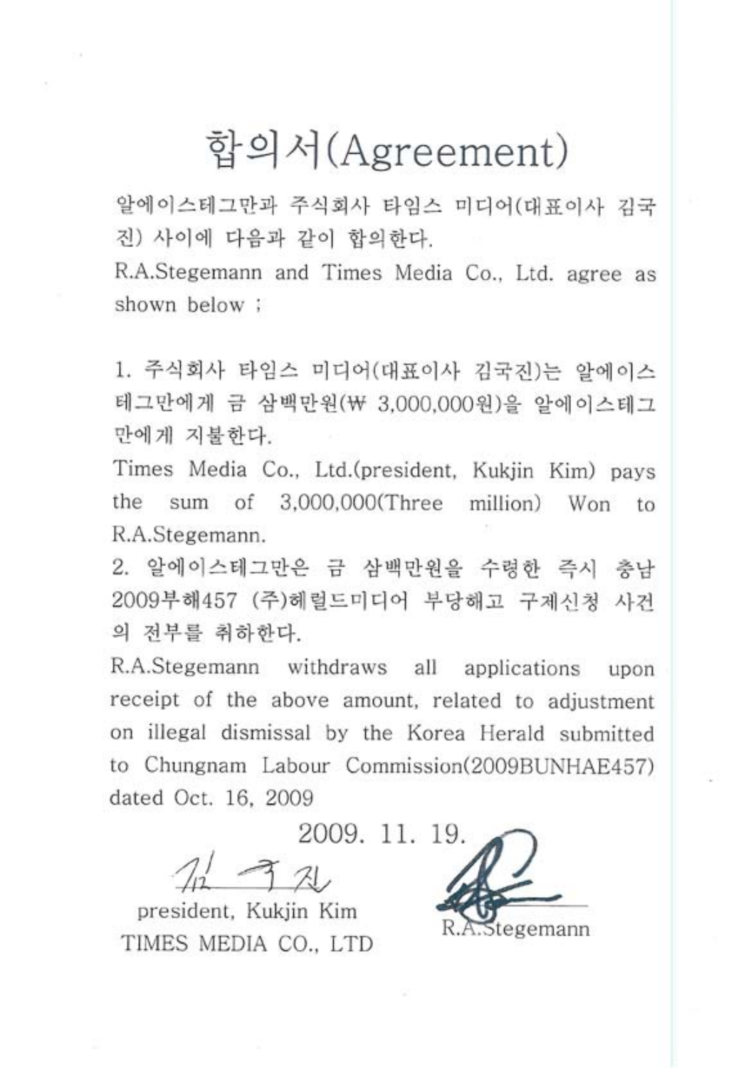# 합의서(Agreement)

알에이스테그만과 주식회사 타임스 미디어(대표이사 김국진) 사이에 다음과 같이 합의한다.

R.A.Stegemann and Times Media Co., Ltd. agree as shown below ;

1. 주식회사 타임스 미디어(대표이사 김국진)는 알에이스테그만에게 금 삼백만원(₩ 3,000,000원)을 알에이스테그만에게 지불한다.

Times Media Co., Ltd.(president, Kukjin Kim) pays the sum of 3,000,000(Three million) Won to R.A.Stegemann.

2. 알에이스테그만은 금 삼백만원을 수령한 즉시 충남 2009부해457 (주)헤럴드미디어 부당해고 구제신청 사건의 전부를 취하한다.

R.A.Stegemann withdraws all applications upon receipt of the above amount, related to adjustment on illegal dismissal by the Korea Herald submitted to Chungnam Labour Commission(2009BUNHAE457) dated Oct. 16, 2009

2009. 11. 19.

김국진
president, Kukjin Kim
TIMES MEDIA CO., LTD

R.A.Stegemann